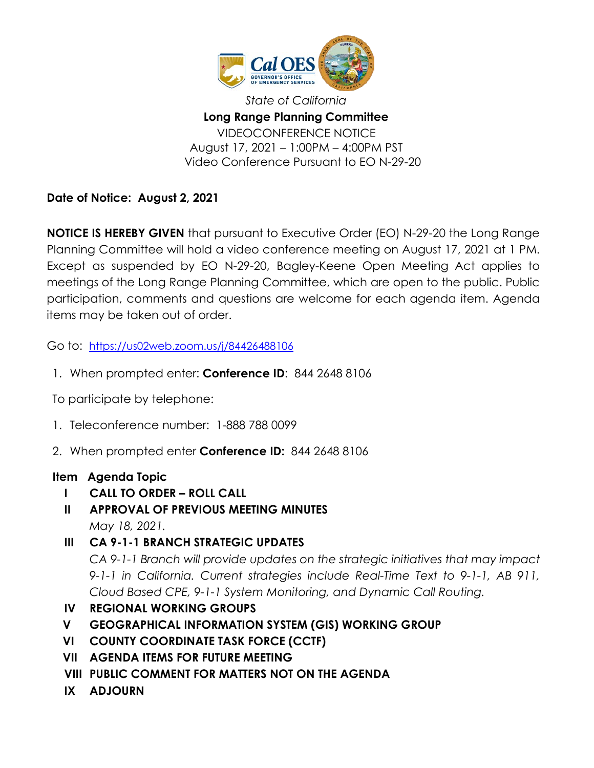*State of California*

**Long Range Planning Committee**

VIDEOCONFERENCE NOTICE

August 17, 2021 – 1:00PM – 4:00PM PST

Video Conference Pursuant to EO N-29-20

**Date of Notice: August 2, 2021**

**NOTICE IS HEREBY GIVEN** that pursuant to Executive Order (EO) N-29-20 the Long Range Planning Committee will hold a video conference meeting on August 17, 2021 at 1 PM. Except as suspended by EO N-29-20, Bagley-Keene Open Meeting Act applies to meetings of the Long Range Planning Committee, which are open to the public. Public participation, comments and questions are welcome for each agenda item. Agenda items may be taken out of order.

Go to: https://us02web.zoom.us/j/84426488106

1. When prompted enter: **Conference ID**: 844 2648 8106

To participate by telephone:

1. Teleconference number: 1-888 788 0099
2. When prompted enter **Conference ID:** 844 2648 8106

**Item Agenda Topic**

- **I CALL TO ORDER – ROLL CALL**
- **II APPROVAL OF PREVIOUS MEETING MINUTES**
  *May 18, 2021.*
- **III CA 9-1-1 BRANCH STRATEGIC UPDATES**
  *CA 9-1-1 Branch will provide updates on the strategic initiatives that may impact 9-1-1 in California. Current strategies include Real-Time Text to 9-1-1, AB 911, Cloud Based CPE, 9-1-1 System Monitoring, and Dynamic Call Routing.*
- **IV REGIONAL WORKING GROUPS**
- **V GEOGRAPHICAL INFORMATION SYSTEM (GIS) WORKING GROUP**
- **VI COUNTY COORDINATE TASK FORCE (CCTF)**
- **VII AGENDA ITEMS FOR FUTURE MEETING**
- **VIII PUBLIC COMMENT FOR MATTERS NOT ON THE AGENDA**
- **IX ADJOURN**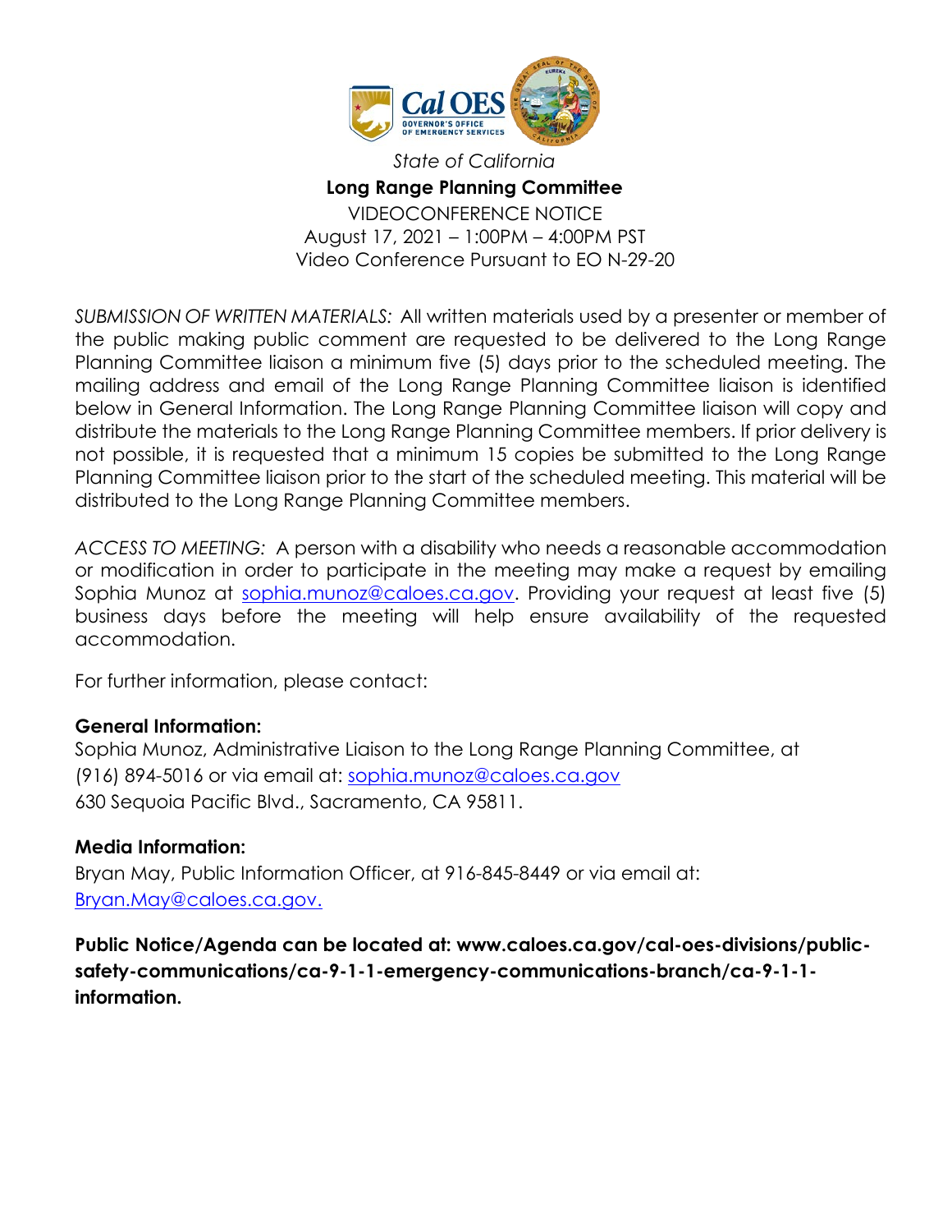*State of California*

**Long Range Planning Committee**

VIDEOCONFERENCE NOTICE

August 17, 2021 – 1:00PM – 4:00PM PST

Video Conference Pursuant to EO N-29-20

*SUBMISSION OF WRITTEN MATERIALS:* All written materials used by a presenter or member of the public making public comment are requested to be delivered to the Long Range Planning Committee liaison a minimum five (5) days prior to the scheduled meeting. The mailing address and email of the Long Range Planning Committee liaison is identified below in General Information. The Long Range Planning Committee liaison will copy and distribute the materials to the Long Range Planning Committee members. If prior delivery is not possible, it is requested that a minimum 15 copies be submitted to the Long Range Planning Committee liaison prior to the start of the scheduled meeting. This material will be distributed to the Long Range Planning Committee members.

*ACCESS TO MEETING:* A person with a disability who needs a reasonable accommodation or modification in order to participate in the meeting may make a request by emailing Sophia Munoz at sophia.munoz@caloes.ca.gov. Providing your request at least five (5) business days before the meeting will help ensure availability of the requested accommodation.

For further information, please contact:

**General Information:**

Sophia Munoz, Administrative Liaison to the Long Range Planning Committee, at (916) 894-5016 or via email at: sophia.munoz@caloes.ca.gov

630 Sequoia Pacific Blvd., Sacramento, CA 95811.

**Media Information:**

Bryan May, Public Information Officer, at 916-845-8449 or via email at: Bryan.May@caloes.ca.gov.

**Public Notice/Agenda can be located at: www.caloes.ca.gov/cal-oes-divisions/public-safety-communications/ca-9-1-1-emergency-communications-branch/ca-9-1-1-information.**